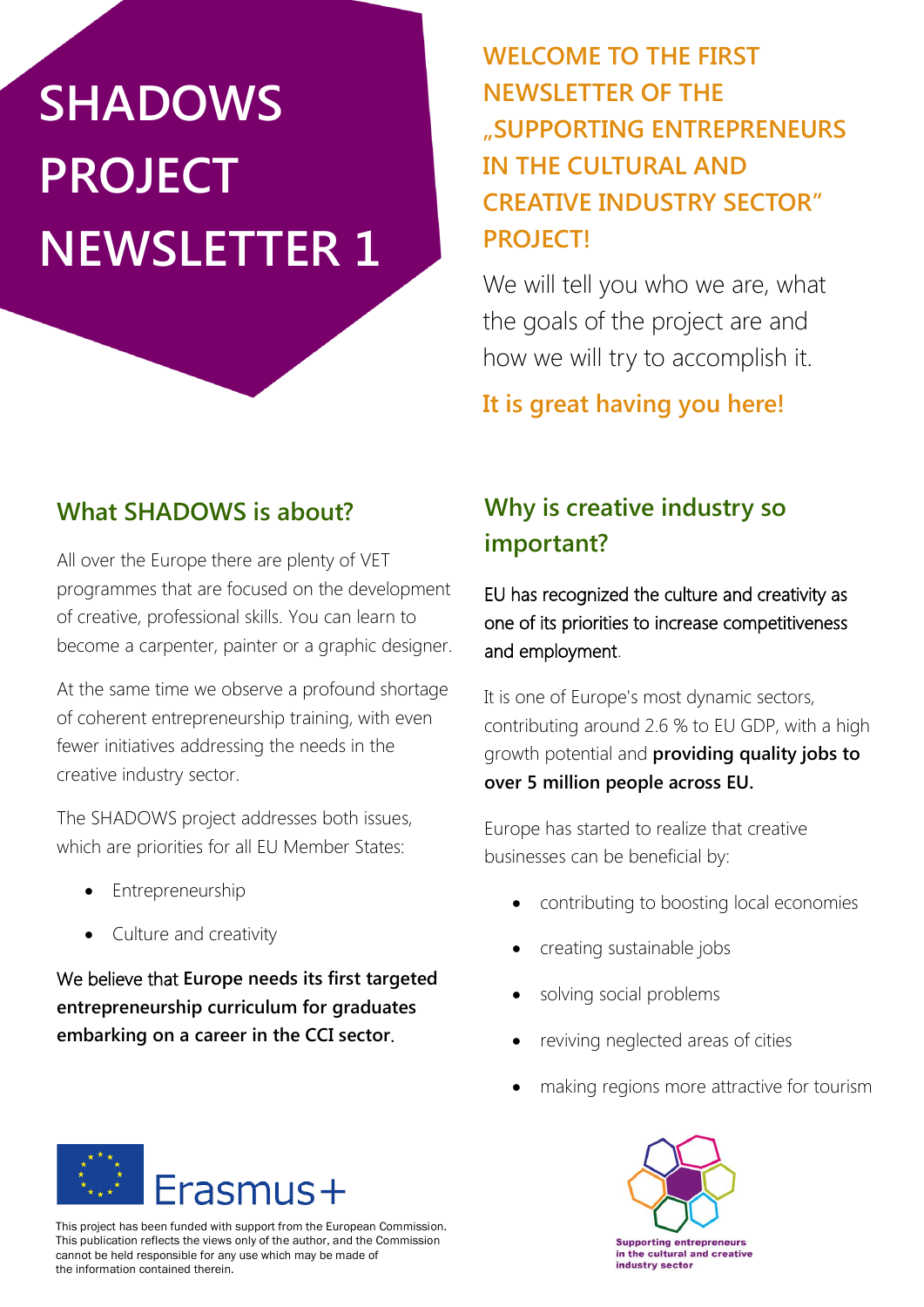# SHADOWS PROJECT NEWSLETTER 1

## WELCOME TO THE FIRST NEWSLETTER OF THE „SUPPORTING ENTREPRENEURS IN THE CULTURAL AND CREATIVE INDUSTRY SECTOR" PROJECT!

We will tell you who we are, what the goals of the project are and how we will try to accomplish it.

**It is great having you here!**

## What SHADOWS is about?

All over the Europe there are plenty of VET programmes that are focused on the development of creative, professional skills. You can learn to become a carpenter, painter or a graphic designer.

At the same time we observe a profound shortage of coherent entrepreneurship training, with even fewer initiatives addressing the needs in the creative industry sector.

The SHADOWS project addresses both issues, which are priorities for all EU Member States:

- Entrepreneurship
- Culture and creativity

We believe that **Europe needs its first targeted entrepreneurship curriculum for graduates embarking on a career in the CCI sector**.

## Why is creative industry so important?

EU has recognized the culture and creativity as one of its priorities to increase competitiveness and employment.

It is one of Europe's most dynamic sectors, contributing around 2.6 % to EU GDP, with a high growth potential and **providing quality jobs to over 5 million people across EU.**

Europe has started to realize that creative businesses can be beneficial by:

- contributing to boosting local economies
- creating sustainable jobs
- solving social problems
- reviving neglected areas of cities
- making regions more attractive for tourism

Erasmus+

This project has been funded with support from the European Commission. This publication reflects the views only of the author, and the Commission cannot be held responsible for any use which may be made of the information contained therein.

Supporting entrepreneurs in the cultural and creative industry sector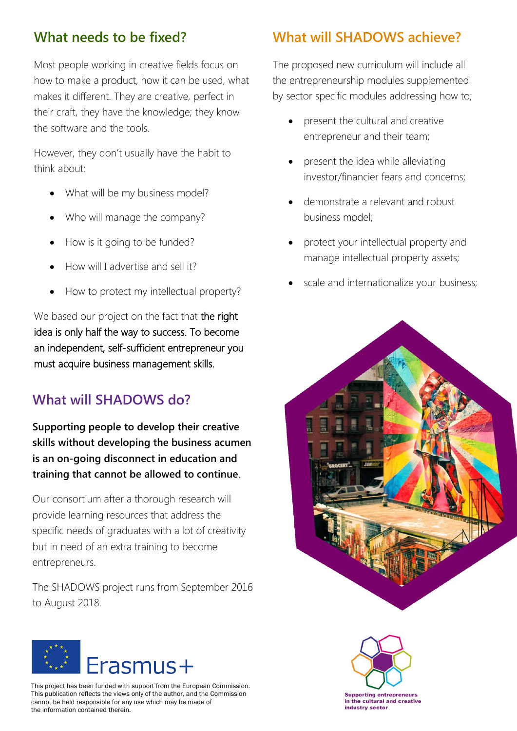## What needs to be fixed?

Most people working in creative fields focus on how to make a product, how it can be used, what makes it different. They are creative, perfect in their craft, they have the knowledge; they know the software and the tools.

However, they don't usually have the habit to think about:

- What will be my business model?
- Who will manage the company?
- How is it going to be funded?
- How will I advertise and sell it?
- How to protect my intellectual property?

We based our project on the fact that the right idea is only half the way to success. To become an independent, self-sufficient entrepreneur you must acquire business management skills.

## What will SHADOWS do?

**Supporting people to develop their creative skills without developing the business acumen is an on-going disconnect in education and training that cannot be allowed to continue.**

Our consortium after a thorough research will provide learning resources that address the specific needs of graduates with a lot of creativity but in need of an extra training to become entrepreneurs.

The SHADOWS project runs from September 2016 to August 2018.

## What will SHADOWS achieve?

The proposed new curriculum will include all the entrepreneurship modules supplemented by sector specific modules addressing how to;

- present the cultural and creative entrepreneur and their team;
- present the idea while alleviating investor/financier fears and concerns;
- demonstrate a relevant and robust business model;
- protect your intellectual property and manage intellectual property assets;
- scale and internationalize your business;

Erasmus+

This project has been funded with support from the European Commission. This publication reflects the views only of the author, and the Commission cannot be held responsible for any use which may be made of the information contained therein.

Supporting entrepreneurs in the cultural and creative industry sector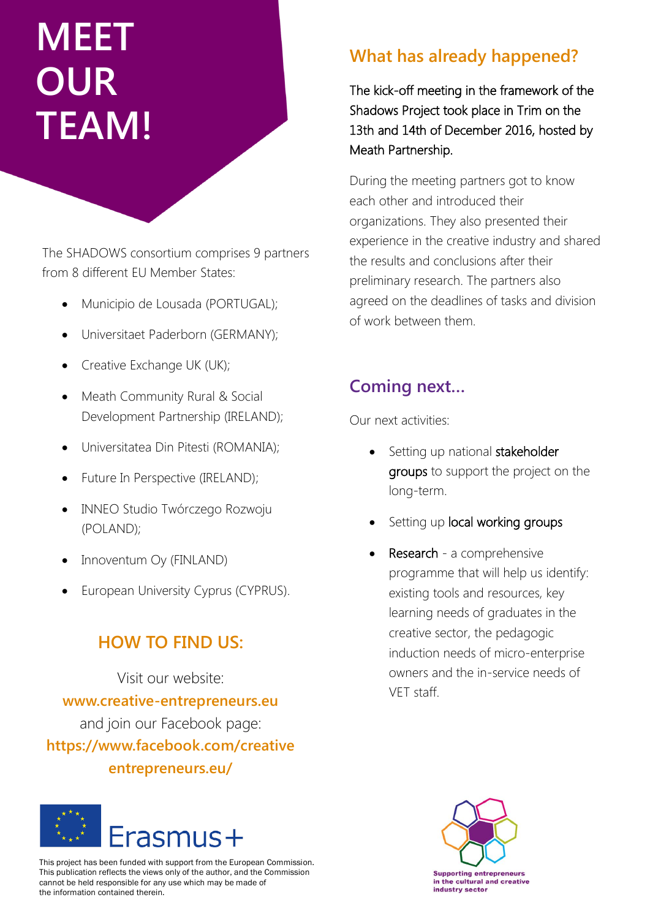# MEET OUR TEAM!

The SHADOWS consortium comprises 9 partners from 8 different EU Member States:

- Municipio de Lousada (PORTUGAL);
- Universitaet Paderborn (GERMANY);
- Creative Exchange UK (UK);
- Meath Community Rural & Social Development Partnership (IRELAND);
- Universitatea Din Pitesti (ROMANIA);
- Future In Perspective (IRELAND);
- INNEO Studio Twórczego Rozwoju (POLAND);
- Innoventum Oy (FINLAND)
- European University Cyprus (CYPRUS).

## HOW TO FIND US:

Visit our website:
**www.creative-entrepreneurs.eu**
and join our Facebook page:
**https://www.facebook.com/creative entrepreneurs.eu/**

This project has been funded with support from the European Commission. This publication reflects the views only of the author, and the Commission cannot be held responsible for any use which may be made of the information contained therein.

## What has already happened?

The kick-off meeting in the framework of the Shadows Project took place in Trim on the 13th and 14th of December 2016, hosted by Meath Partnership.

During the meeting partners got to know each other and introduced their organizations. They also presented their experience in the creative industry and shared the results and conclusions after their preliminary research. The partners also agreed on the deadlines of tasks and division of work between them.

## Coming next...

Our next activities:

- Setting up national stakeholder groups to support the project on the long-term.
- Setting up local working groups
- Research - a comprehensive programme that will help us identify: existing tools and resources, key learning needs of graduates in the creative sector, the pedagogic induction needs of micro-enterprise owners and the in-service needs of VET staff.

Supporting entrepreneurs in the cultural and creative industry sector